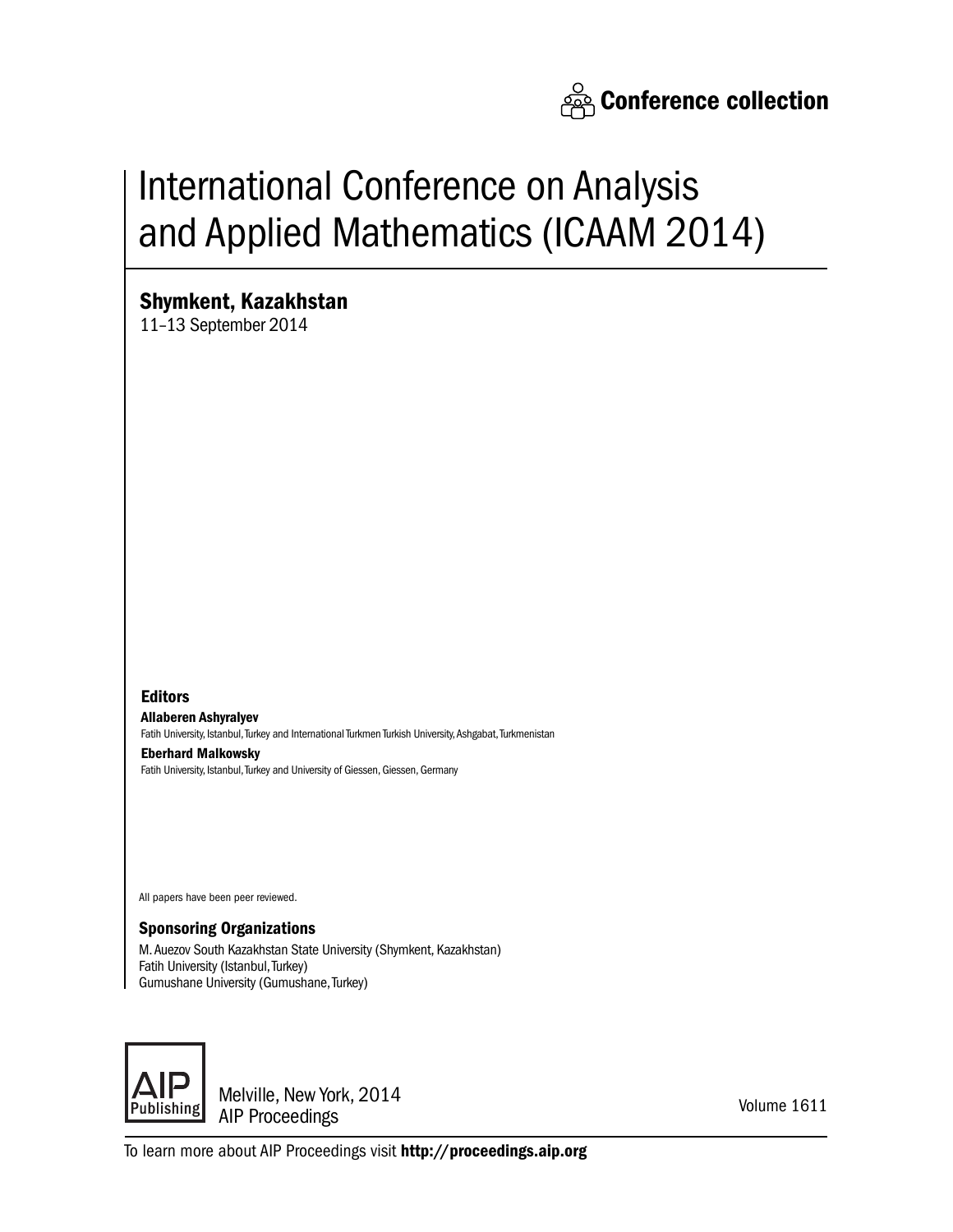**Conference collection**

# International Conference on Analysis and Applied Mathematics (ICAAM 2014)

## Shymkent, Kazakhstan

11–13 September 2014

### Editors

**Allaberen Ashyralyev**
Fatih University, Istanbul, Turkey and International Turkmen Turkish University, Ashgabat, Turkmenistan

**Eberhard Malkowsky**
Fatih University, Istanbul, Turkey and University of Giessen, Giessen, Germany

All papers have been peer reviewed.

### Sponsoring Organizations

M. Auezov South Kazakhstan State University (Shymkent, Kazakhstan)
Fatih University (Istanbul, Turkey)
Gumushane University (Gumushane, Turkey)

AIP Publishing

Melville, New York, 2014
AIP Proceedings

Volume 1611

To learn more about AIP Proceedings visit **http://proceedings.aip.org**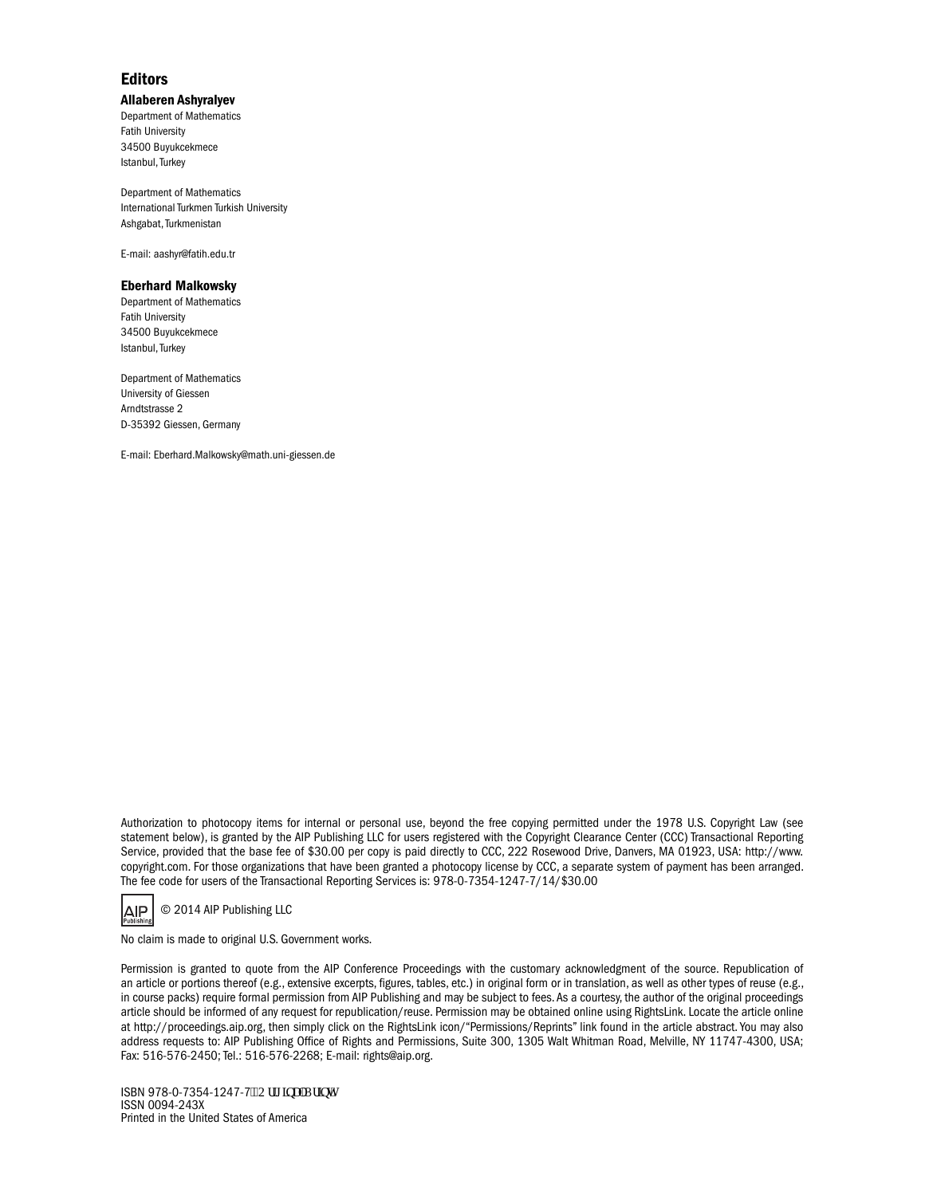## Editors

**Allaberen Ashyralyev**

Department of Mathematics
Fatih University
34500 Buyukcekmece
Istanbul, Turkey

Department of Mathematics
International Turkmen Turkish University
Ashgabat, Turkmenistan

E-mail: aashyr@fatih.edu.tr

**Eberhard Malkowsky**

Department of Mathematics
Fatih University
34500 Buyukcekmece
Istanbul, Turkey

Department of Mathematics
University of Giessen
Arndtstrasse 2
D-35392 Giessen, Germany

E-mail: Eberhard.Malkowsky@math.uni-giessen.de

Authorization to photocopy items for internal or personal use, beyond the free copying permitted under the 1978 U.S. Copyright Law (see statement below), is granted by the AIP Publishing LLC for users registered with the Copyright Clearance Center (CCC) Transactional Reporting Service, provided that the base fee of $30.00 per copy is paid directly to CCC, 222 Rosewood Drive, Danvers, MA 01923, USA: http://www.copyright.com. For those organizations that have been granted a photocopy license by CCC, a separate system of payment has been arranged. The fee code for users of the Transactional Reporting Services is: 978-0-7354-1247-7/14/$30.00

© 2014 AIP Publishing LLC

No claim is made to original U.S. Government works.

Permission is granted to quote from the AIP Conference Proceedings with the customary acknowledgment of the source. Republication of an article or portions thereof (e.g., extensive excerpts, figures, tables, etc.) in original form or in translation, as well as other types of reuse (e.g., in course packs) require formal permission from AIP Publishing and may be subject to fees. As a courtesy, the author of the original proceedings article should be informed of any request for republication/reuse. Permission may be obtained online using RightsLink. Locate the article online at http://proceedings.aip.org, then simply click on the RightsLink icon/"Permissions/Reprints" link found in the article abstract. You may also address requests to: AIP Publishing Office of Rights and Permissions, Suite 300, 1305 Walt Whitman Road, Melville, NY 11747-4300, USA; Fax: 516-576-2450; Tel.: 516-576-2268; E-mail: rights@aip.org.

ISBN 978-0-7354-1247-7 (Original Print)
ISSN 0094-243X
Printed in the United States of America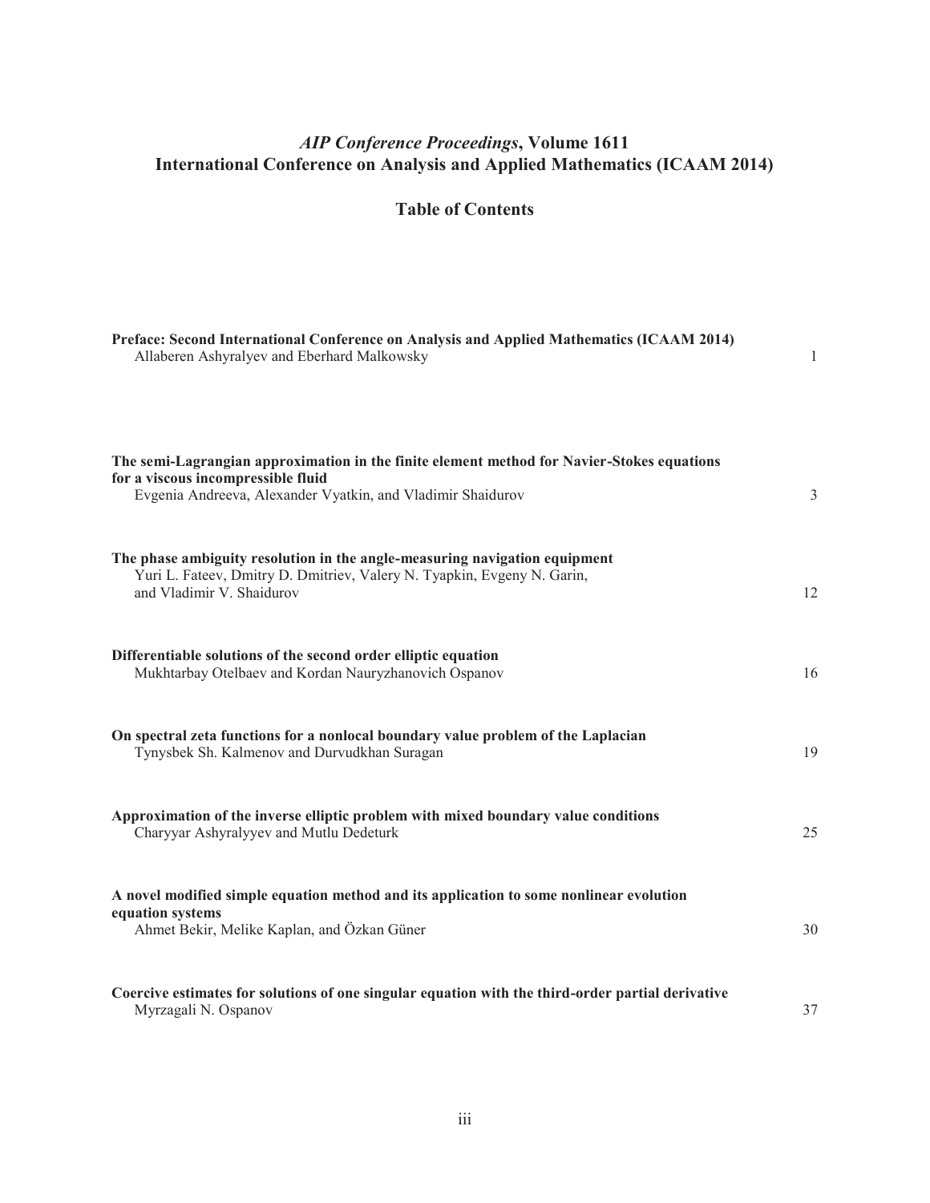# *AIP Conference Proceedings*, Volume 1611
# International Conference on Analysis and Applied Mathematics (ICAAM 2014)

## Table of Contents

**Preface: Second International Conference on Analysis and Applied Mathematics (ICAAM 2014)**
Allaberen Ashyralyev and Eberhard Malkowsky — 1

**The semi-Lagrangian approximation in the finite element method for Navier-Stokes equations for a viscous incompressible fluid**
Evgenia Andreeva, Alexander Vyatkin, and Vladimir Shaidurov — 3

**The phase ambiguity resolution in the angle-measuring navigation equipment**
Yuri L. Fateev, Dmitry D. Dmitriev, Valery N. Tyapkin, Evgeny N. Garin, and Vladimir V. Shaidurov — 12

**Differentiable solutions of the second order elliptic equation**
Mukhtarbay Otelbaev and Kordan Nauryzhanovich Ospanov — 16

**On spectral zeta functions for a nonlocal boundary value problem of the Laplacian**
Tynysbek Sh. Kalmenov and Durvudkhan Suragan — 19

**Approximation of the inverse elliptic problem with mixed boundary value conditions**
Charyyar Ashyralyyev and Mutlu Dedeturk — 25

**A novel modified simple equation method and its application to some nonlinear evolution equation systems**
Ahmet Bekir, Melike Kaplan, and Özkan Güner — 30

**Coercive estimates for solutions of one singular equation with the third-order partial derivative**
Myrzagali N. Ospanov — 37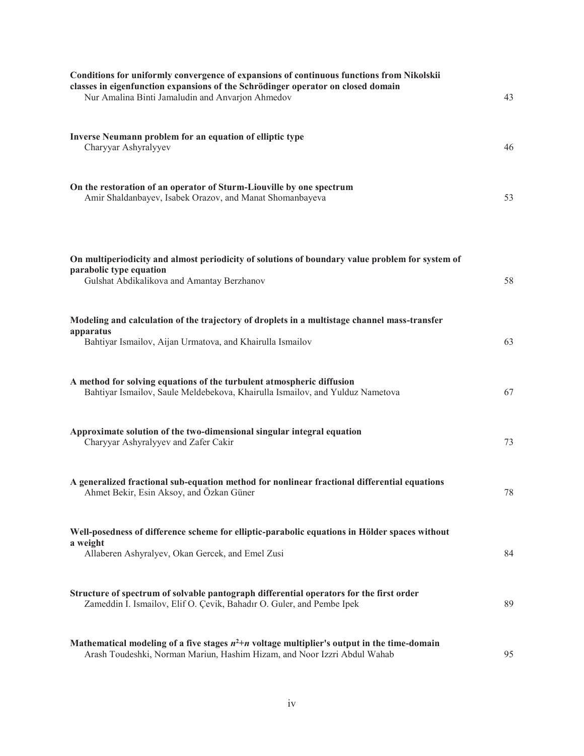**Conditions for uniformly convergence of expansions of continuous functions from Nikolskii classes in eigenfunction expansions of the Schrödinger operator on closed domain**
Nur Amalina Binti Jamaludin and Anvarjon Ahmedov 43

**Inverse Neumann problem for an equation of elliptic type**
Charyyar Ashyralyyev 46

**On the restoration of an operator of Sturm-Liouville by one spectrum**
Amir Shaldanbayev, Isabek Orazov, and Manat Shomanbayeva 53

**On multiperiodicity and almost periodicity of solutions of boundary value problem for system of parabolic type equation**
Gulshat Abdikalikova and Amantay Berzhanov 58

**Modeling and calculation of the trajectory of droplets in a multistage channel mass-transfer apparatus**
Bahtiyar Ismailov, Aijan Urmatova, and Khairulla Ismailov 63

**A method for solving equations of the turbulent atmospheric diffusion**
Bahtiyar Ismailov, Saule Meldebekova, Khairulla Ismailov, and Yulduz Nametova 67

**Approximate solution of the two-dimensional singular integral equation**
Charyyar Ashyralyyev and Zafer Cakir 73

**A generalized fractional sub-equation method for nonlinear fractional differential equations**
Ahmet Bekir, Esin Aksoy, and Özkan Güner 78

**Well-posedness of difference scheme for elliptic-parabolic equations in Hölder spaces without a weight**
Allaberen Ashyralyev, Okan Gercek, and Emel Zusi 84

**Structure of spectrum of solvable pantograph differential operators for the first order**
Zameddin I. Ismailov, Elif O. Çevik, Bahadır O. Guler, and Pembe Ipek 89

**Mathematical modeling of a five stages $n^2+n$ voltage multiplier's output in the time-domain**
Arash Toudeshki, Norman Mariun, Hashim Hizam, and Noor Izzri Abdul Wahab 95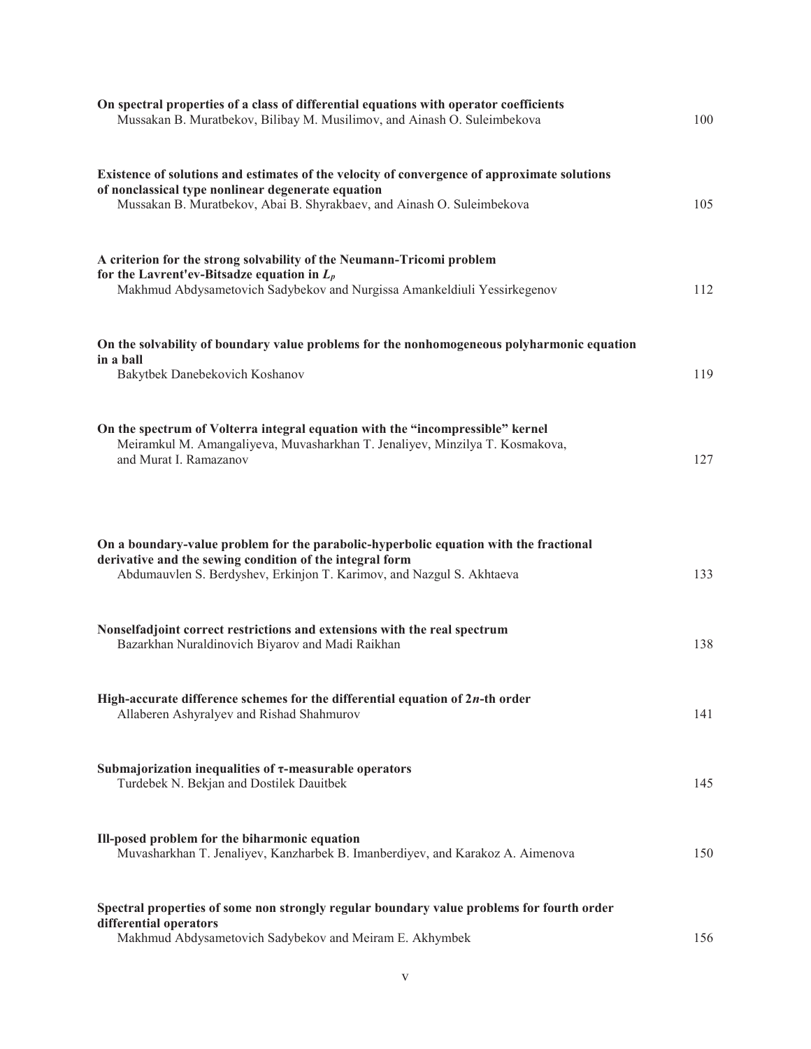**On spectral properties of a class of differential equations with operator coefficients**
Mussakan B. Muratbekov, Bilibay M. Musilimov, and Ainash O. Suleimbekova — 100

**Existence of solutions and estimates of the velocity of convergence of approximate solutions of nonclassical type nonlinear degenerate equation**
Mussakan B. Muratbekov, Abai B. Shyrakbaev, and Ainash O. Suleimbekova — 105

**A criterion for the strong solvability of the Neumann-Tricomi problem for the Lavrent'ev-Bitsadze equation in $L_p$**
Makhmud Abdysametovich Sadybekov and Nurgissa Amankeldiuli Yessirkegenov — 112

**On the solvability of boundary value problems for the nonhomogeneous polyharmonic equation in a ball**
Bakytbek Danebekovich Koshanov — 119

**On the spectrum of Volterra integral equation with the "incompressible" kernel**
Meiramkul M. Amangaliyeva, Muvasharkhan T. Jenaliyev, Minzilya T. Kosmakova, and Murat I. Ramazanov — 127

**On a boundary-value problem for the parabolic-hyperbolic equation with the fractional derivative and the sewing condition of the integral form**
Abdumauvlen S. Berdyshev, Erkinjon T. Karimov, and Nazgul S. Akhtaeva — 133

**Nonselfadjoint correct restrictions and extensions with the real spectrum**
Bazarkhan Nuraldinovich Biyarov and Madi Raikhan — 138

**High-accurate difference schemes for the differential equation of $2n$-th order**
Allaberen Ashyralyev and Rishad Shahmurov — 141

**Submajorization inequalities of $\tau$-measurable operators**
Turdebek N. Bekjan and Dostilek Dauitbek — 145

**Ill-posed problem for the biharmonic equation**
Muvasharkhan T. Jenaliyev, Kanzharbek B. Imanberdiyev, and Karakoz A. Aimenova — 150

**Spectral properties of some non strongly regular boundary value problems for fourth order differential operators**
Makhmud Abdysametovich Sadybekov and Meiram E. Akhymbek — 156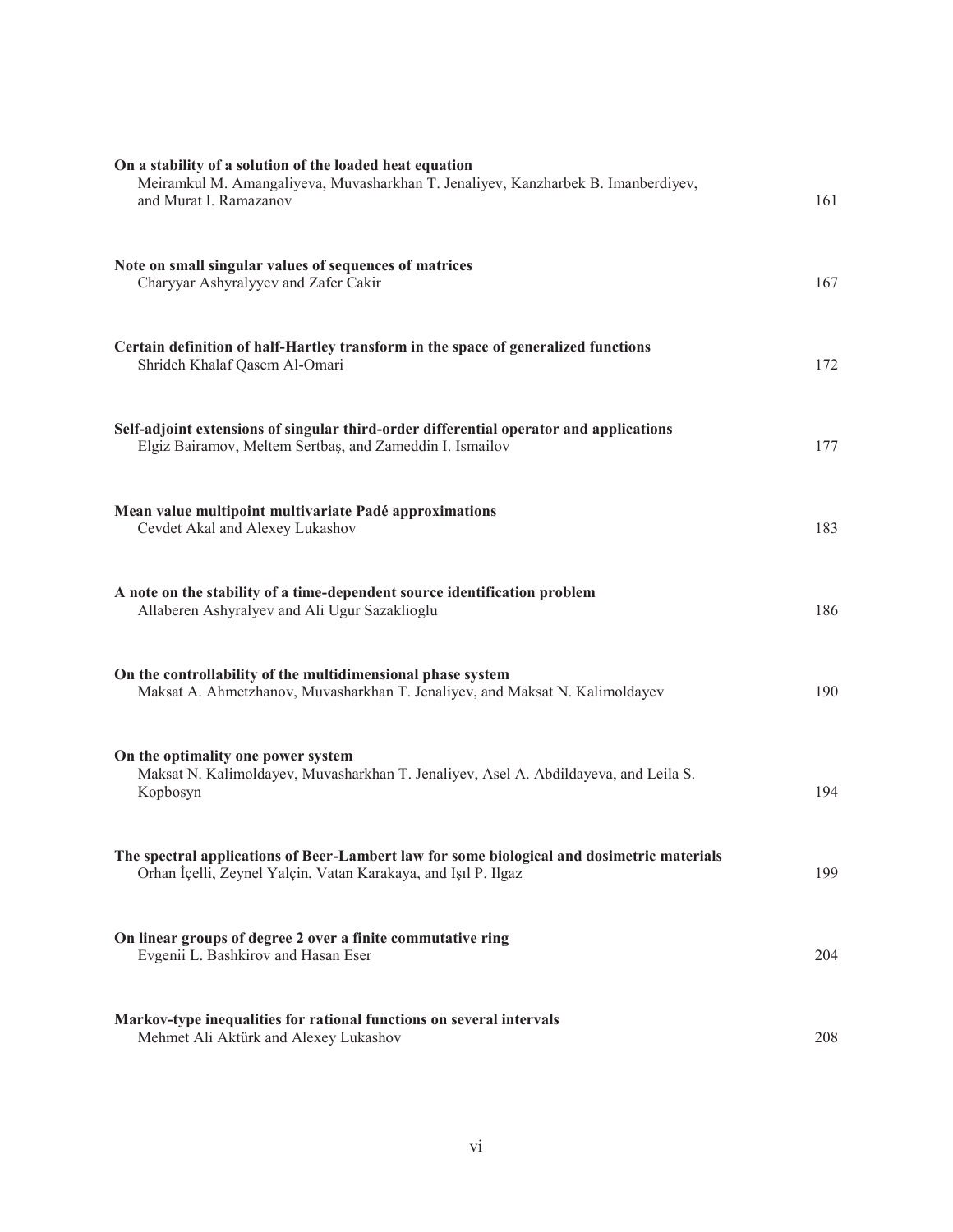**On a stability of a solution of the loaded heat equation**
Meiramkul M. Amangaliyeva, Muvasharkhan T. Jenaliyev, Kanzharbek B. Imanberdiyev, and Murat I. Ramazanov — 161

**Note on small singular values of sequences of matrices**
Charyyar Ashyralyyev and Zafer Cakir — 167

**Certain definition of half-Hartley transform in the space of generalized functions**
Shrideh Khalaf Qasem Al-Omari — 172

**Self-adjoint extensions of singular third-order differential operator and applications**
Elgiz Bairamov, Meltem Sertbaş, and Zameddin I. Ismailov — 177

**Mean value multipoint multivariate Padé approximations**
Cevdet Akal and Alexey Lukashov — 183

**A note on the stability of a time-dependent source identification problem**
Allaberen Ashyralyev and Ali Ugur Sazaklioglu — 186

**On the controllability of the multidimensional phase system**
Maksat A. Ahmetzhanov, Muvasharkhan T. Jenaliyev, and Maksat N. Kalimoldayev — 190

**On the optimality one power system**
Maksat N. Kalimoldayev, Muvasharkhan T. Jenaliyev, Asel A. Abdildayeva, and Leila S. Kopbosyn — 194

**The spectral applications of Beer-Lambert law for some biological and dosimetric materials**
Orhan İçelli, Zeynel Yalçin, Vatan Karakaya, and Işıl P. Ilgaz — 199

**On linear groups of degree 2 over a finite commutative ring**
Evgenii L. Bashkirov and Hasan Eser — 204

**Markov-type inequalities for rational functions on several intervals**
Mehmet Ali Aktürk and Alexey Lukashov — 208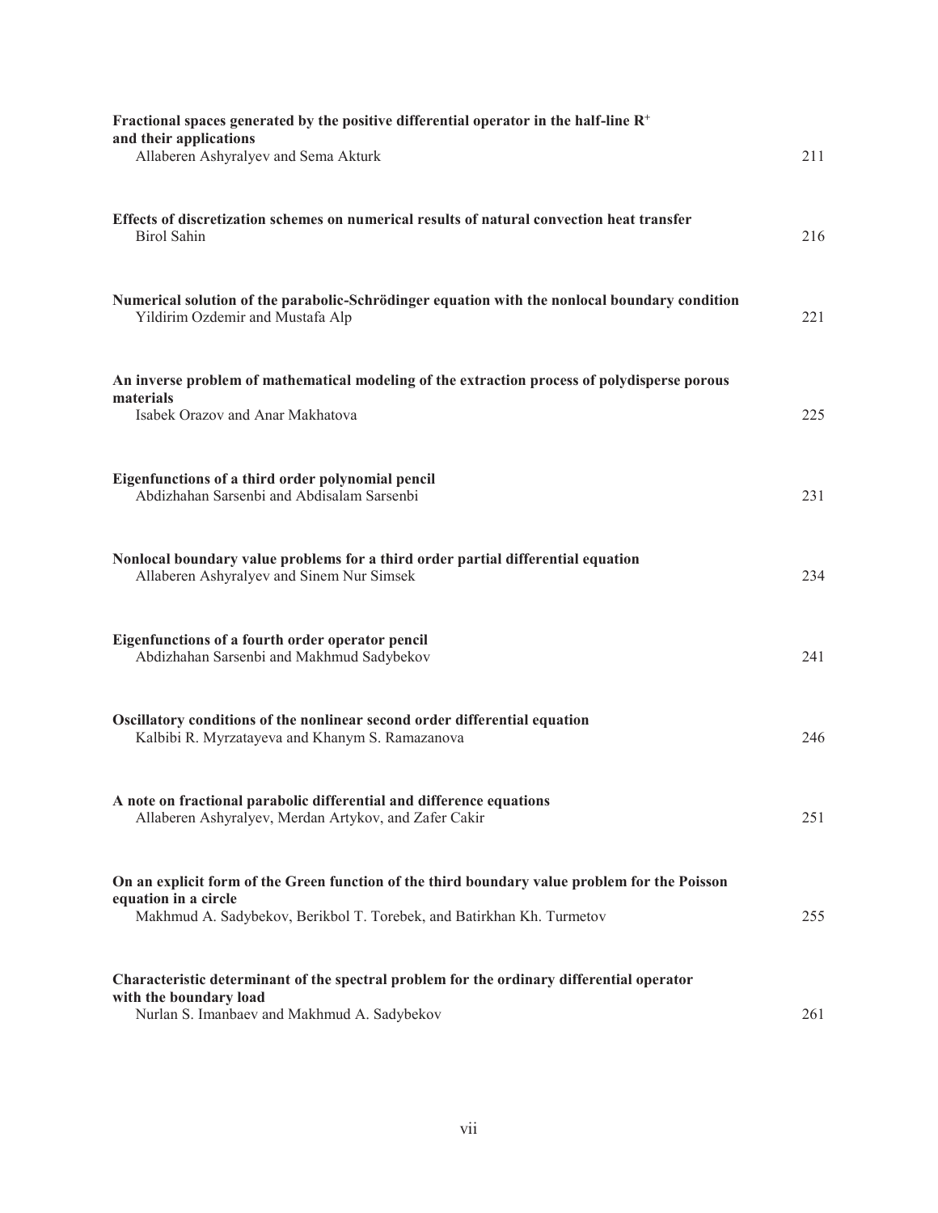**Fractional spaces generated by the positive differential operator in the half-line $R^+$ and their applications**
Allaberen Ashyralyev and Sema Akturk — 211

**Effects of discretization schemes on numerical results of natural convection heat transfer**
Birol Sahin — 216

**Numerical solution of the parabolic-Schrödinger equation with the nonlocal boundary condition**
Yildirim Ozdemir and Mustafa Alp — 221

**An inverse problem of mathematical modeling of the extraction process of polydisperse porous materials**
Isabek Orazov and Anar Makhatova — 225

**Eigenfunctions of a third order polynomial pencil**
Abdizhahan Sarsenbi and Abdisalam Sarsenbi — 231

**Nonlocal boundary value problems for a third order partial differential equation**
Allaberen Ashyralyev and Sinem Nur Simsek — 234

**Eigenfunctions of a fourth order operator pencil**
Abdizhahan Sarsenbi and Makhmud Sadybekov — 241

**Oscillatory conditions of the nonlinear second order differential equation**
Kalbibi R. Myrzatayeva and Khanym S. Ramazanova — 246

**A note on fractional parabolic differential and difference equations**
Allaberen Ashyralyev, Merdan Artykov, and Zafer Cakir — 251

**On an explicit form of the Green function of the third boundary value problem for the Poisson equation in a circle**
Makhmud A. Sadybekov, Berikbol T. Torebek, and Batirkhan Kh. Turmetov — 255

**Characteristic determinant of the spectral problem for the ordinary differential operator with the boundary load**
Nurlan S. Imanbaev and Makhmud A. Sadybekov — 261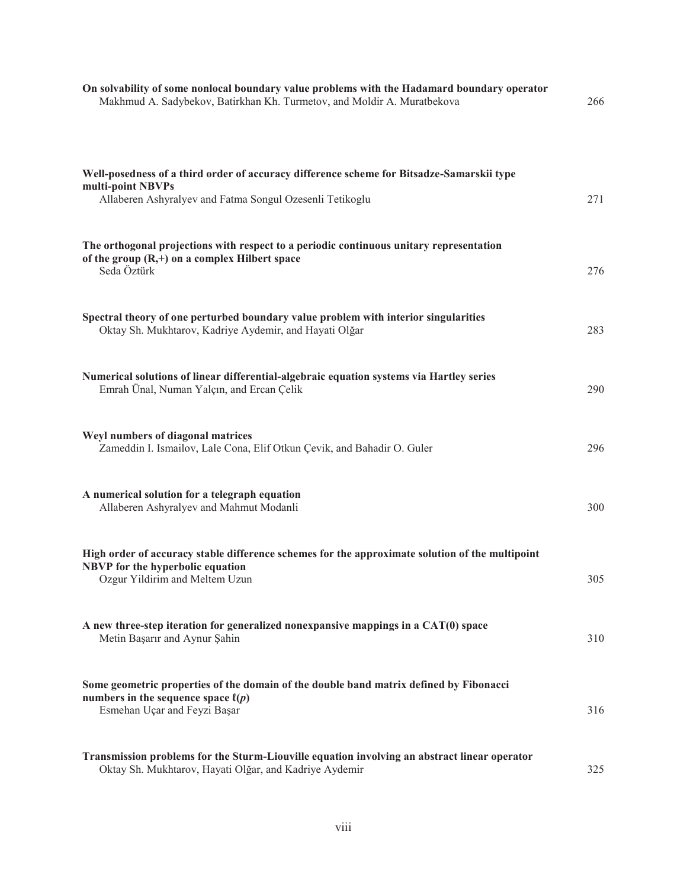**On solvability of some nonlocal boundary value problems with the Hadamard boundary operator**
Makhmud A. Sadybekov, Batirkhan Kh. Turmetov, and Moldir A. Muratbekova — 266

**Well-posedness of a third order of accuracy difference scheme for Bitsadze-Samarskii type multi-point NBVPs**
Allaberen Ashyralyev and Fatma Songul Ozesenli Tetikoglu — 271

**The orthogonal projections with respect to a periodic continuous unitary representation of the group (R,+) on a complex Hilbert space**
Seda Öztürk — 276

**Spectral theory of one perturbed boundary value problem with interior singularities**
Oktay Sh. Mukhtarov, Kadriye Aydemir, and Hayati Olğar — 283

**Numerical solutions of linear differential-algebraic equation systems via Hartley series**
Emrah Ünal, Numan Yalçın, and Ercan Çelik — 290

**Weyl numbers of diagonal matrices**
Zameddin I. Ismailov, Lale Cona, Elif Otkun Çevik, and Bahadir O. Guler — 296

**A numerical solution for a telegraph equation**
Allaberen Ashyralyev and Mahmut Modanli — 300

**High order of accuracy stable difference schemes for the approximate solution of the multipoint NBVP for the hyperbolic equation**
Ozgur Yildirim and Meltem Uzun — 305

**A new three-step iteration for generalized nonexpansive mappings in a CAT(0) space**
Metin Başarır and Aynur Şahin — 310

**Some geometric properties of the domain of the double band matrix defined by Fibonacci numbers in the sequence space $\ell(p)$**
Esmehan Uçar and Feyzi Başar — 316

**Transmission problems for the Sturm-Liouville equation involving an abstract linear operator**
Oktay Sh. Mukhtarov, Hayati Olğar, and Kadriye Aydemir — 325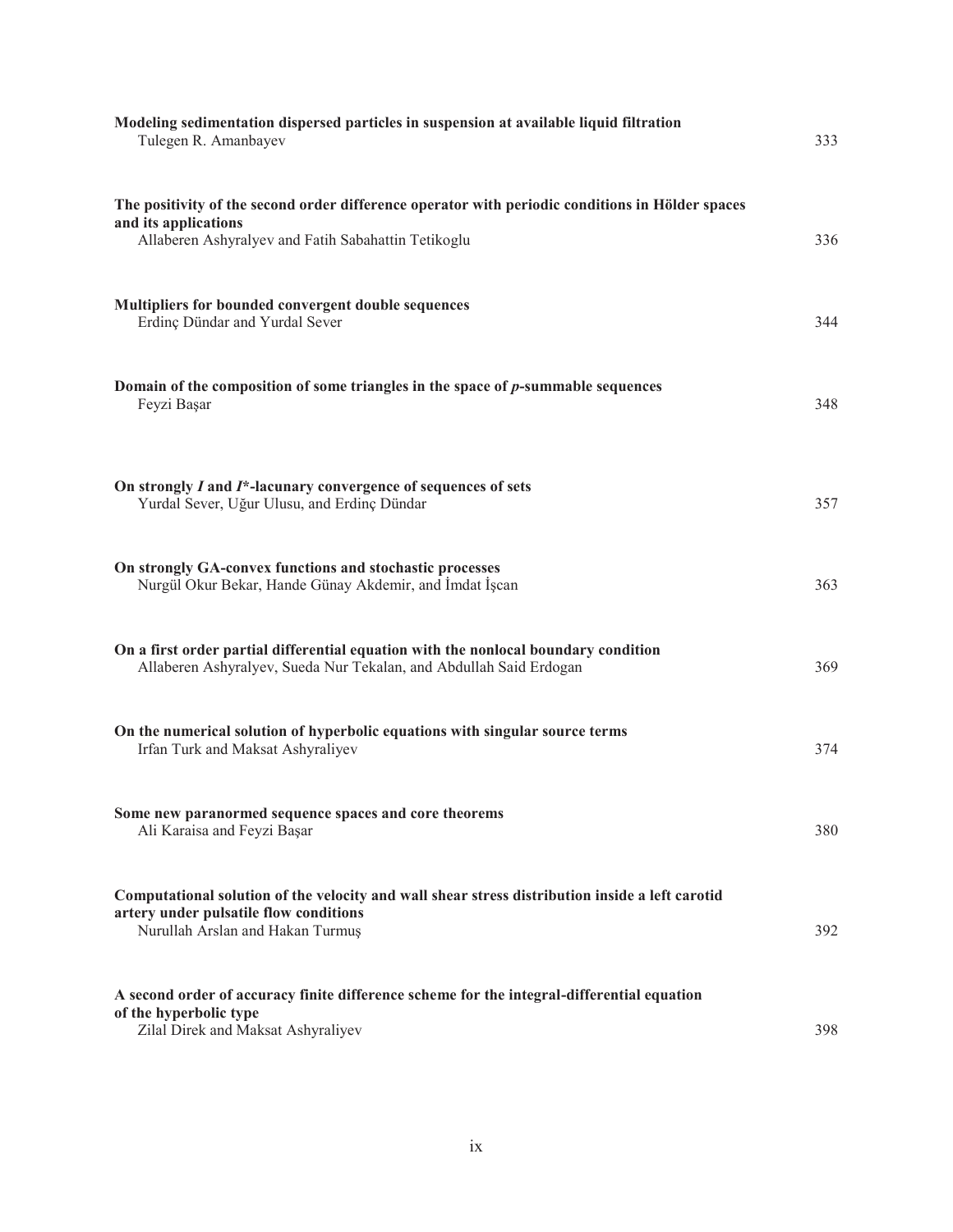**Modeling sedimentation dispersed particles in suspension at available liquid filtration**
Tulegen R. Amanbayev — 333

**The positivity of the second order difference operator with periodic conditions in Hölder spaces and its applications**
Allaberen Ashyralyev and Fatih Sabahattin Tetikoglu — 336

**Multipliers for bounded convergent double sequences**
Erdinç Dündar and Yurdal Sever — 344

**Domain of the composition of some triangles in the space of *p*-summable sequences**
Feyzi Başar — 348

**On strongly *I* and *I\**-lacunary convergence of sequences of sets**
Yurdal Sever, Uğur Ulusu, and Erdinç Dündar — 357

**On strongly GA-convex functions and stochastic processes**
Nurgül Okur Bekar, Hande Günay Akdemir, and İmdat İşcan — 363

**On a first order partial differential equation with the nonlocal boundary condition**
Allaberen Ashyralyev, Sueda Nur Tekalan, and Abdullah Said Erdogan — 369

**On the numerical solution of hyperbolic equations with singular source terms**
Irfan Turk and Maksat Ashyraliyev — 374

**Some new paranormed sequence spaces and core theorems**
Ali Karaisa and Feyzi Başar — 380

**Computational solution of the velocity and wall shear stress distribution inside a left carotid artery under pulsatile flow conditions**
Nurullah Arslan and Hakan Turmuş — 392

**A second order of accuracy finite difference scheme for the integral-differential equation of the hyperbolic type**
Zilal Direk and Maksat Ashyraliyev — 398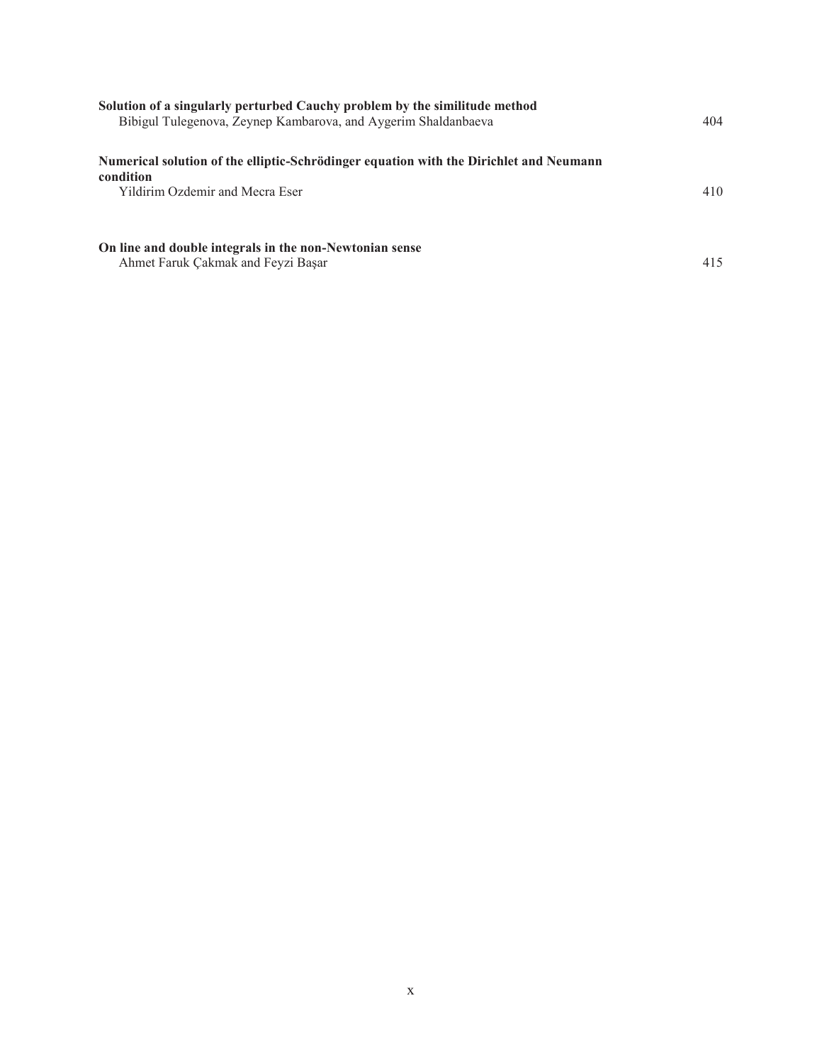**Solution of a singularly perturbed Cauchy problem by the similitude method**
Bibigul Tulegenova, Zeynep Kambarova, and Aygerim Shaldanbaeva 404

**Numerical solution of the elliptic-Schrödinger equation with the Dirichlet and Neumann condition**
Yildirim Ozdemir and Mecra Eser 410

**On line and double integrals in the non-Newtonian sense**
Ahmet Faruk Çakmak and Feyzi Başar 415